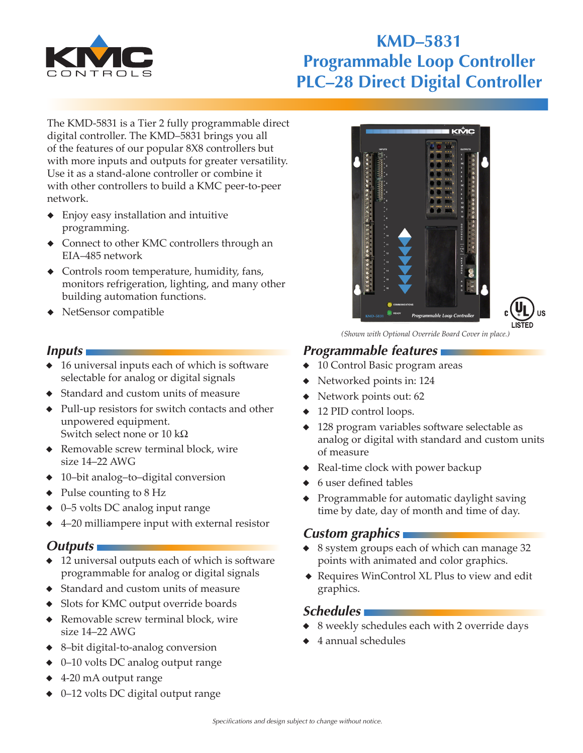# KMD–5831 Programmable Loop Controller PLC–28 Direct Digital Controller

The KMD-5831 is a Tier 2 fully programmable direct digital controller. The KMD–5831 brings you all of the features of our popular 8X8 controllers but with more inputs and outputs for greater versatility. Use it as a stand-alone controller or combine it with other controllers to build a KMC peer-to-peer network.

- Enjoy easy installation and intuitive programming.
- Connect to other KMC controllers through an EIA–485 network
- Controls room temperature, humidity, fans, monitors refrigeration, lighting, and many other building automation functions.
- NetSensor compatible

*(Shown with Optional Override Board Cover in place.)*

## Inputs

- 16 universal inputs each of which is software selectable for analog or digital signals
- Standard and custom units of measure
- Pull-up resistors for switch contacts and other unpowered equipment. Switch select none or 10 kΩ
- Removable screw terminal block, wire size 14–22 AWG
- 10–bit analog–to–digital conversion
- Pulse counting to 8 Hz
- 0–5 volts DC analog input range
- 4–20 milliampere input with external resistor

## Outputs

- 12 universal outputs each of which is software programmable for analog or digital signals
- Standard and custom units of measure
- Slots for KMC output override boards
- Removable screw terminal block, wire size 14–22 AWG
- 8–bit digital-to-analog conversion
- 0–10 volts DC analog output range
- 4-20 mA output range
- 0–12 volts DC digital output range

## Programmable features

- 10 Control Basic program areas
- Networked points in: 124
- Network points out: 62
- 12 PID control loops.
- 128 program variables software selectable as analog or digital with standard and custom units of measure
- Real-time clock with power backup
- 6 user defined tables
- Programmable for automatic daylight saving time by date, day of month and time of day.

## Custom graphics

- 8 system groups each of which can manage 32 points with animated and color graphics.
- Requires WinControl XL Plus to view and edit graphics.

## Schedules

- 8 weekly schedules each with 2 override days
- 4 annual schedules

*Specifications and design subject to change without notice.*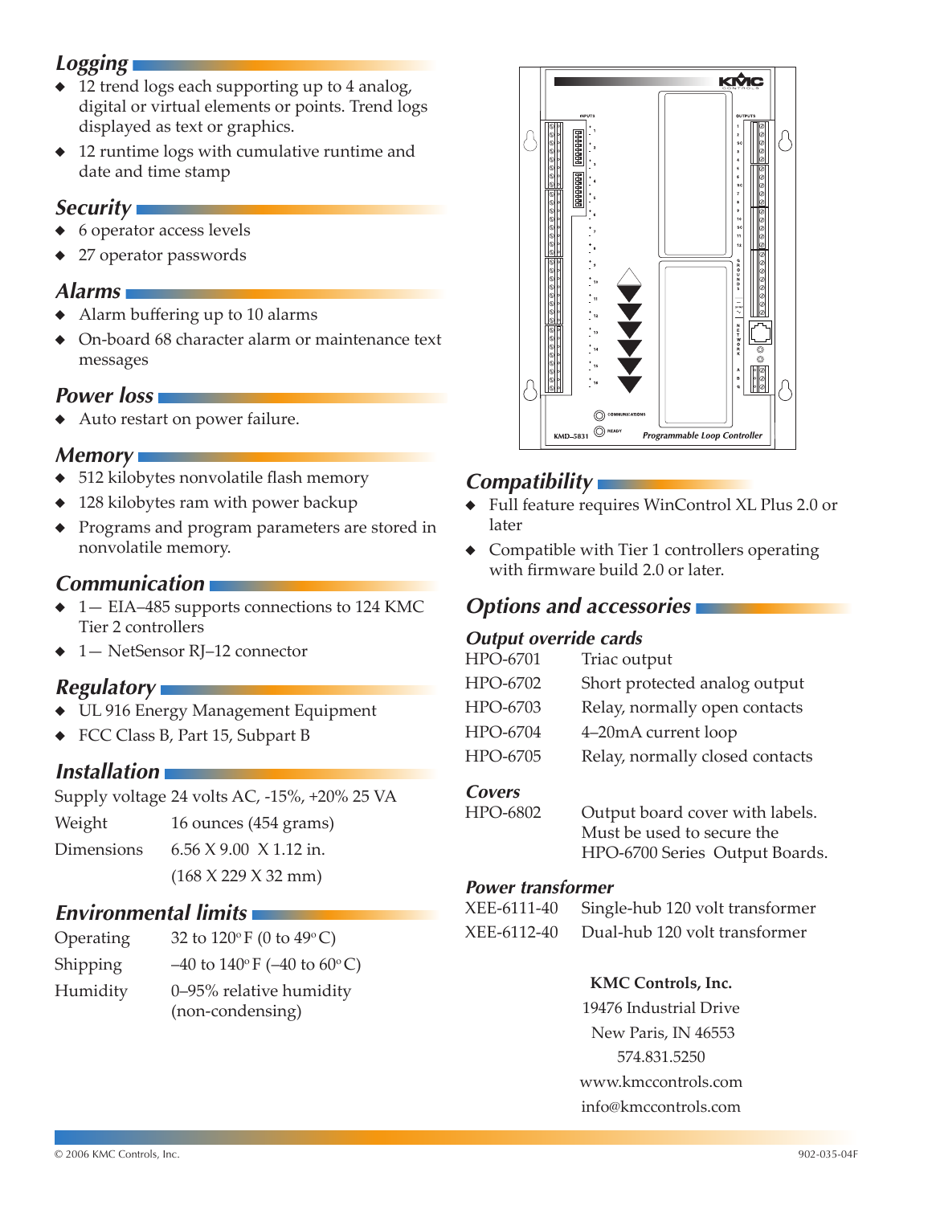## Logging

- 12 trend logs each supporting up to 4 analog, digital or virtual elements or points. Trend logs displayed as text or graphics.
- 12 runtime logs with cumulative runtime and date and time stamp

## Security

- 6 operator access levels
- 27 operator passwords

## Alarms

- Alarm buffering up to 10 alarms
- On-board 68 character alarm or maintenance text messages

## Power loss

- Auto restart on power failure.

## Memory

- 512 kilobytes nonvolatile flash memory
- 128 kilobytes ram with power backup
- Programs and program parameters are stored in nonvolatile memory.

## Communication

- 1— EIA–485 supports connections to 124 KMC Tier 2 controllers
- 1— NetSensor RJ–12 connector

## Regulatory

- UL 916 Energy Management Equipment
- FCC Class B, Part 15, Subpart B

## Installation

| | |
|---|---|
| Supply voltage | 24 volts AC, -15%, +20% 25 VA |
| Weight | 16 ounces (454 grams) |
| Dimensions | 6.56 X 9.00 X 1.12 in. (168 X 229 X 32 mm) |

## Environmental limits

| | |
|---|---|
| Operating | 32 to 120° F (0 to 49° C) |
| Shipping | –40 to 140° F (–40 to 60° C) |
| Humidity | 0–95% relative humidity (non-condensing) |

## Compatibility

- Full feature requires WinControl XL Plus 2.0 or later
- Compatible with Tier 1 controllers operating with firmware build 2.0 or later.

## Options and accessories

### Output override cards

| | |
|---|---|
| HPO-6701 | Triac output |
| HPO-6702 | Short protected analog output |
| HPO-6703 | Relay, normally open contacts |
| HPO-6704 | 4–20mA current loop |
| HPO-6705 | Relay, normally closed contacts |

### Covers

| | |
|---|---|
| HPO-6802 | Output board cover with labels. Must be used to secure the HPO-6700 Series Output Boards. |

### Power transformer

| | |
|---|---|
| XEE-6111-40 | Single-hub 120 volt transformer |
| XEE-6112-40 | Dual-hub 120 volt transformer |

**KMC Controls, Inc.**
19476 Industrial Drive
New Paris, IN 46553
574.831.5250
www.kmccontrols.com
info@kmccontrols.com

© 2006 KMC Controls, Inc.

902-035-04F